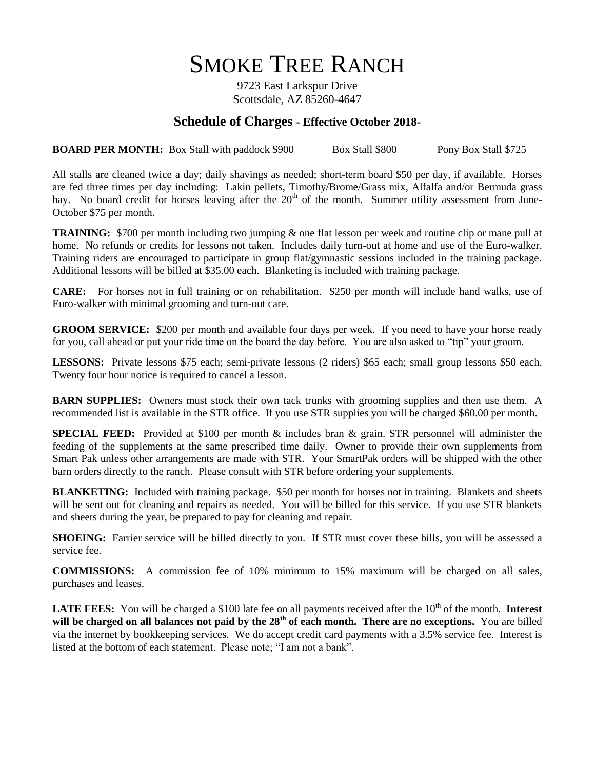# SMOKE TREE RANCH

9723 East Larkspur Drive
Scottsdale, AZ 85260-4647

## Schedule of Charges - Effective October 2018-

**BOARD PER MONTH:** Box Stall with paddock $900 Box Stall $800 Pony Box Stall $725

All stalls are cleaned twice a day; daily shavings as needed; short-term board $50 per day, if available. Horses are fed three times per day including: Lakin pellets, Timothy/Brome/Grass mix, Alfalfa and/or Bermuda grass hay. No board credit for horses leaving after the 20th of the month. Summer utility assessment from June-October $75 per month.

**TRAINING:** $700 per month including two jumping & one flat lesson per week and routine clip or mane pull at home. No refunds or credits for lessons not taken. Includes daily turn-out at home and use of the Euro-walker. Training riders are encouraged to participate in group flat/gymnastic sessions included in the training package. Additional lessons will be billed at $35.00 each. Blanketing is included with training package.

**CARE:** For horses not in full training or on rehabilitation. $250 per month will include hand walks, use of Euro-walker with minimal grooming and turn-out care.

**GROOM SERVICE:** $200 per month and available four days per week. If you need to have your horse ready for you, call ahead or put your ride time on the board the day before. You are also asked to "tip" your groom.

**LESSONS:** Private lessons $75 each; semi-private lessons (2 riders) $65 each; small group lessons $50 each. Twenty four hour notice is required to cancel a lesson.

**BARN SUPPLIES:** Owners must stock their own tack trunks with grooming supplies and then use them. A recommended list is available in the STR office. If you use STR supplies you will be charged $60.00 per month.

**SPECIAL FEED:** Provided at $100 per month & includes bran & grain. STR personnel will administer the feeding of the supplements at the same prescribed time daily. Owner to provide their own supplements from Smart Pak unless other arrangements are made with STR. Your SmartPak orders will be shipped with the other barn orders directly to the ranch. Please consult with STR before ordering your supplements.

**BLANKETING:** Included with training package. $50 per month for horses not in training. Blankets and sheets will be sent out for cleaning and repairs as needed. You will be billed for this service. If you use STR blankets and sheets during the year, be prepared to pay for cleaning and repair.

**SHOEING:** Farrier service will be billed directly to you. If STR must cover these bills, you will be assessed a service fee.

**COMMISSIONS:** A commission fee of 10% minimum to 15% maximum will be charged on all sales, purchases and leases.

**LATE FEES:** You will be charged a $100 late fee on all payments received after the 10th of the month. **Interest will be charged on all balances not paid by the 28th of each month. There are no exceptions.** You are billed via the internet by bookkeeping services. We do accept credit card payments with a 3.5% service fee. Interest is listed at the bottom of each statement. Please note; "I am not a bank".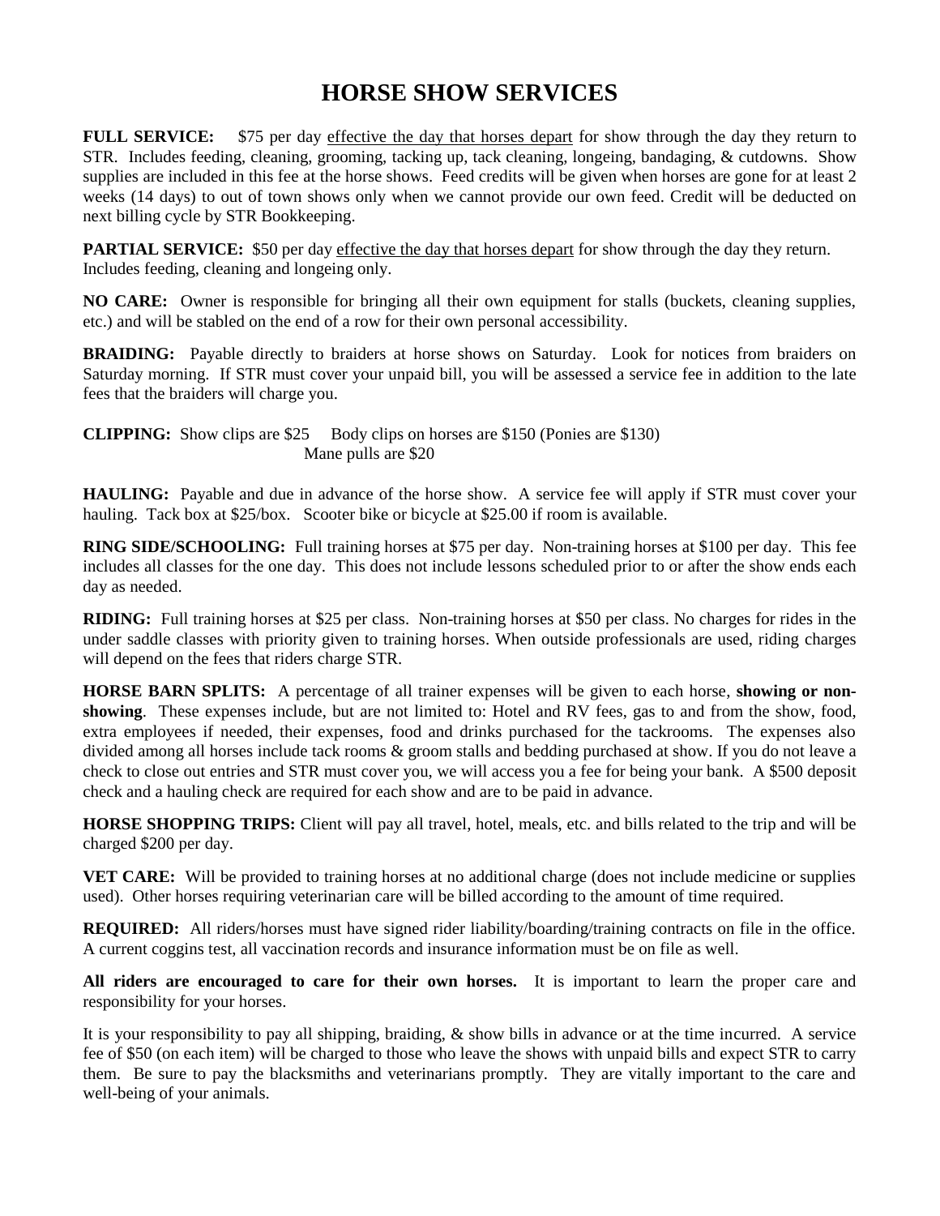# HORSE SHOW SERVICES

**FULL SERVICE:** $75 per day effective the day that horses depart for show through the day they return to STR. Includes feeding, cleaning, grooming, tacking up, tack cleaning, longeing, bandaging, & cutdowns. Show supplies are included in this fee at the horse shows. Feed credits will be given when horses are gone for at least 2 weeks (14 days) to out of town shows only when we cannot provide our own feed. Credit will be deducted on next billing cycle by STR Bookkeeping.

**PARTIAL SERVICE:** $50 per day effective the day that horses depart for show through the day they return. Includes feeding, cleaning and longeing only.

**NO CARE:** Owner is responsible for bringing all their own equipment for stalls (buckets, cleaning supplies, etc.) and will be stabled on the end of a row for their own personal accessibility.

**BRAIDING:** Payable directly to braiders at horse shows on Saturday. Look for notices from braiders on Saturday morning. If STR must cover your unpaid bill, you will be assessed a service fee in addition to the late fees that the braiders will charge you.

**CLIPPING:** Show clips are $25 Body clips on horses are $150 (Ponies are $130)
Mane pulls are $20

**HAULING:** Payable and due in advance of the horse show. A service fee will apply if STR must cover your hauling. Tack box at $25/box. Scooter bike or bicycle at $25.00 if room is available.

**RING SIDE/SCHOOLING:** Full training horses at $75 per day. Non-training horses at $100 per day. This fee includes all classes for the one day. This does not include lessons scheduled prior to or after the show ends each day as needed.

**RIDING:** Full training horses at $25 per class. Non-training horses at $50 per class. No charges for rides in the under saddle classes with priority given to training horses. When outside professionals are used, riding charges will depend on the fees that riders charge STR.

**HORSE BARN SPLITS:** A percentage of all trainer expenses will be given to each horse, **showing or non-showing**. These expenses include, but are not limited to: Hotel and RV fees, gas to and from the show, food, extra employees if needed, their expenses, food and drinks purchased for the tackrooms. The expenses also divided among all horses include tack rooms & groom stalls and bedding purchased at show. If you do not leave a check to close out entries and STR must cover you, we will access you a fee for being your bank. A $500 deposit check and a hauling check are required for each show and are to be paid in advance.

**HORSE SHOPPING TRIPS:** Client will pay all travel, hotel, meals, etc. and bills related to the trip and will be charged $200 per day.

**VET CARE:** Will be provided to training horses at no additional charge (does not include medicine or supplies used). Other horses requiring veterinarian care will be billed according to the amount of time required.

**REQUIRED:** All riders/horses must have signed rider liability/boarding/training contracts on file in the office. A current coggins test, all vaccination records and insurance information must be on file as well.

**All riders are encouraged to care for their own horses.** It is important to learn the proper care and responsibility for your horses.

It is your responsibility to pay all shipping, braiding, & show bills in advance or at the time incurred. A service fee of $50 (on each item) will be charged to those who leave the shows with unpaid bills and expect STR to carry them. Be sure to pay the blacksmiths and veterinarians promptly. They are vitally important to the care and well-being of your animals.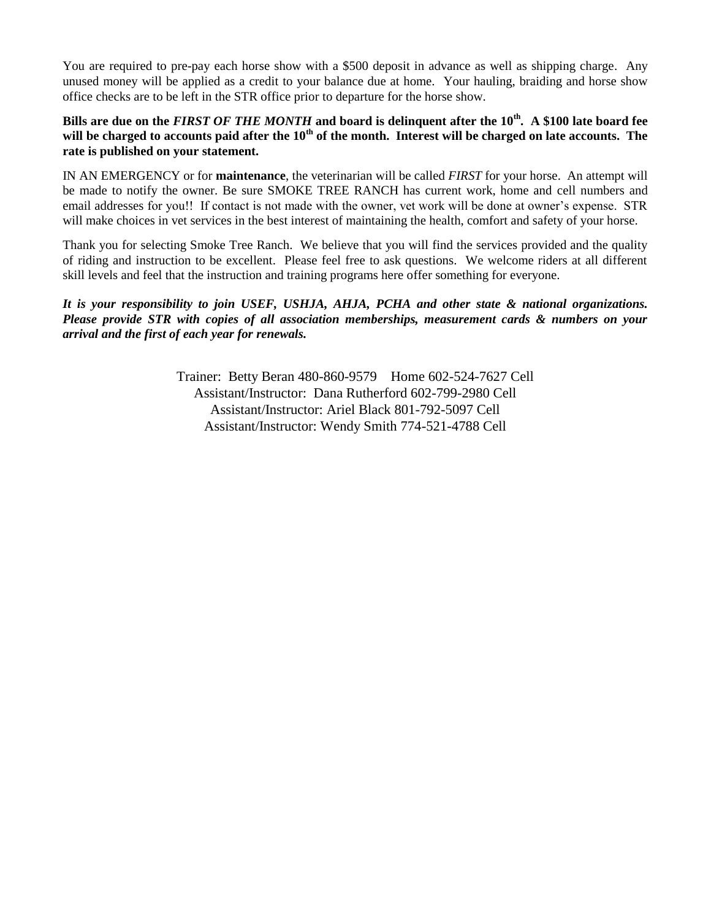You are required to pre-pay each horse show with a $500 deposit in advance as well as shipping charge. Any unused money will be applied as a credit to your balance due at home. Your hauling, braiding and horse show office checks are to be left in the STR office prior to departure for the horse show.

**Bills are due on the *FIRST OF THE MONTH* and board is delinquent after the 10th. A $100 late board fee will be charged to accounts paid after the 10th of the month. Interest will be charged on late accounts. The rate is published on your statement.**

IN AN EMERGENCY or for **maintenance**, the veterinarian will be called *FIRST* for your horse. An attempt will be made to notify the owner. Be sure SMOKE TREE RANCH has current work, home and cell numbers and email addresses for you!! If contact is not made with the owner, vet work will be done at owner's expense. STR will make choices in vet services in the best interest of maintaining the health, comfort and safety of your horse.

Thank you for selecting Smoke Tree Ranch. We believe that you will find the services provided and the quality of riding and instruction to be excellent. Please feel free to ask questions. We welcome riders at all different skill levels and feel that the instruction and training programs here offer something for everyone.

***It is your responsibility to join USEF, USHJA, AHJA, PCHA and other state & national organizations. Please provide STR with copies of all association memberships, measurement cards & numbers on your arrival and the first of each year for renewals.***

Trainer: Betty Beran 480-860-9579 Home 602-524-7627 Cell
Assistant/Instructor: Dana Rutherford 602-799-2980 Cell
Assistant/Instructor: Ariel Black 801-792-5097 Cell
Assistant/Instructor: Wendy Smith 774-521-4788 Cell